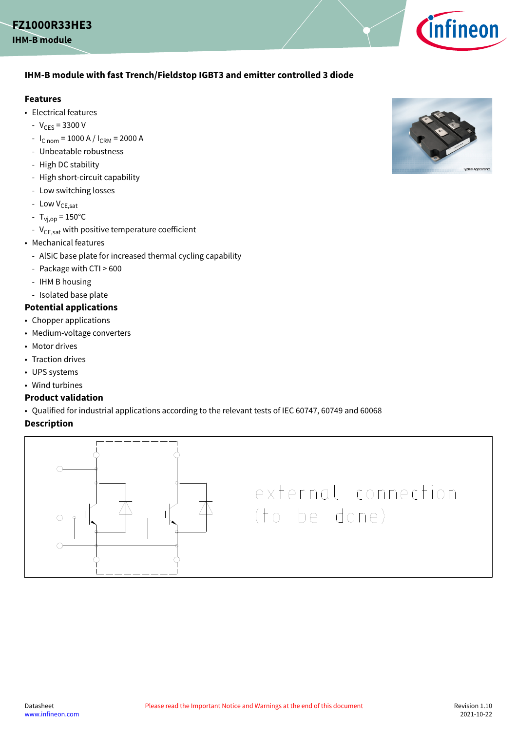# FZ1000R33HE3

**IHM-B module**

## IHM-B module with fast Trench/Fieldstop IGBT3 and emitter controlled 3 diode

### Features

- Electrical features
  - $V_{CES}$ = 3300 V
  - $I_{C\ nom}$ = 1000 A / $I_{CRM}$ = 2000 A
  - Unbeatable robustness
  - High DC stability
  - High short-circuit capability
  - Low switching losses
  - Low $V_{CE,sat}$
  - $T_{vj,op}$ = 150°C
  - $V_{CE,sat}$ with positive temperature coefficient
- Mechanical features
  - AlSiC base plate for increased thermal cycling capability
  - Package with CTI > 600
  - IHM B housing
  - Isolated base plate

### Potential applications

- Chopper applications
- Medium-voltage converters
- Motor drives
- Traction drives
- UPS systems
- Wind turbines

### Product validation

- Qualified for industrial applications according to the relevant tests of IEC 60747, 60749 and 60068

### Description

external connection (to be done)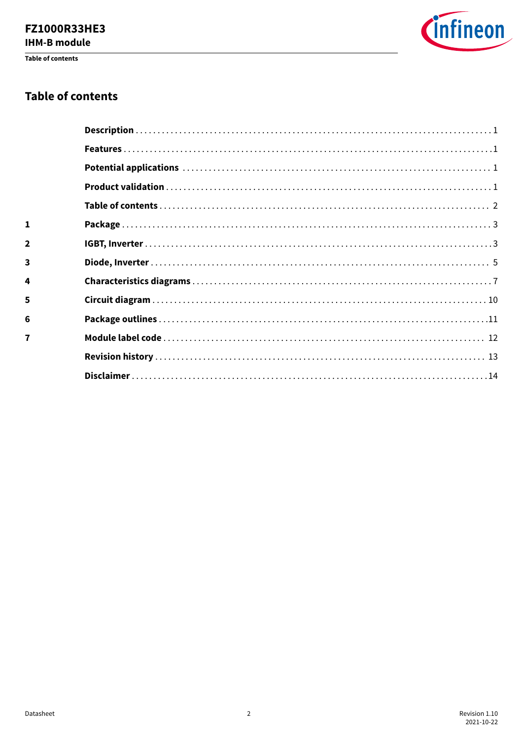## Table of contents

| | | |
|---|---|---|
| | **Description** | 1 |
| | **Features** | 1 |
| | **Potential applications** | 1 |
| | **Product validation** | 1 |
| | **Table of contents** | 2 |
| **1** | **Package** | 3 |
| **2** | **IGBT, Inverter** | 3 |
| **3** | **Diode, Inverter** | 5 |
| **4** | **Characteristics diagrams** | 7 |
| **5** | **Circuit diagram** | 10 |
| **6** | **Package outlines** | 11 |
| **7** | **Module label code** | 12 |
| | **Revision history** | 13 |
| | **Disclaimer** | 14 |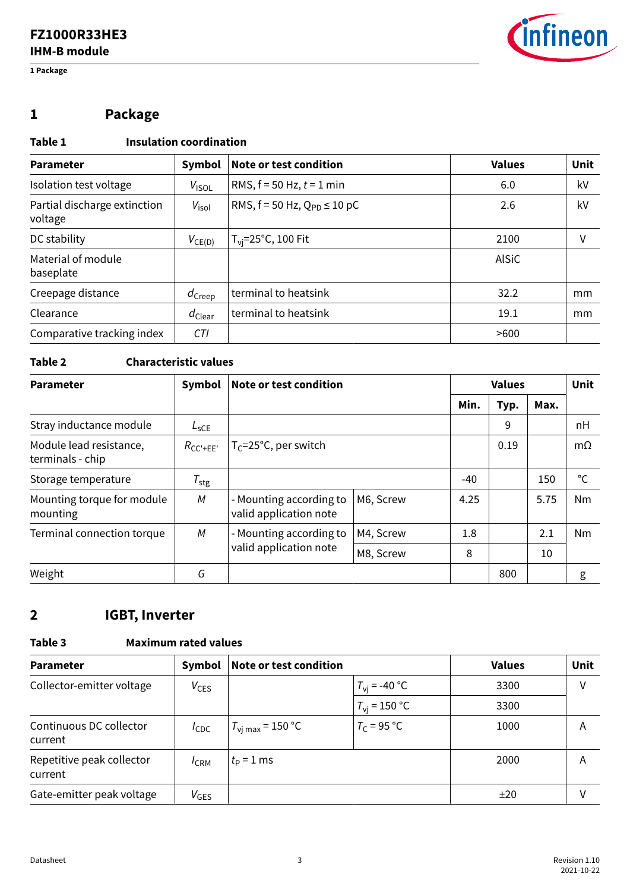# 1 Package

**Table 1 Insulation coordination**

| Parameter | Symbol | Note or test condition | Values | Unit |
|---|---|---|---|---|
| Isolation test voltage | $V_{ISOL}$ | RMS, f = 50 Hz, $t$ = 1 min | 6.0 | kV |
| Partial discharge extinction voltage | $V_{isol}$ | RMS, f = 50 Hz, $Q_{PD} \leq 10$ pC | 2.6 | kV |
| DC stability | $V_{CE(D)}$ | $T_{vj}$=25°C, 100 Fit | 2100 | V |
| Material of module baseplate | | | AlSiC | |
| Creepage distance | $d_{Creep}$ | terminal to heatsink | 32.2 | mm |
| Clearance | $d_{Clear}$ | terminal to heatsink | 19.1 | mm |
| Comparative tracking index | $CTI$ | | >600 | |

**Table 2 Characteristic values**

| Parameter | Symbol | Note or test condition | | Values | | | Unit |
|---|---|---|---|---|---|---|---|
| | | | | Min. | Typ. | Max. | |
| Stray inductance module | $L_{sCE}$ | | | | 9 | | nH |
| Module lead resistance, terminals - chip | $R_{CC'+EE'}$ | $T_C$=25°C, per switch | | | 0.19 | | mΩ |
| Storage temperature | $T_{stg}$ | | | -40 | | 150 | °C |
| Mounting torque for module mounting | $M$ | - Mounting according to valid application note | M6, Screw | 4.25 | | 5.75 | Nm |
| Terminal connection torque | $M$ | - Mounting according to valid application note | M4, Screw | 1.8 | | 2.1 | Nm |
| | | | M8, Screw | 8 | | 10 | |
| Weight | $G$ | | | | 800 | | g |

# 2 IGBT, Inverter

**Table 3 Maximum rated values**

| Parameter | Symbol | Note or test condition | | Values | Unit |
|---|---|---|---|---|---|
| Collector-emitter voltage | $V_{CES}$ | | $T_{vj}$ = -40 °C | 3300 | V |
| | | | $T_{vj}$ = 150 °C | 3300 | |
| Continuous DC collector current | $I_{CDC}$ | $T_{vj\,max}$ = 150 °C | $T_C$ = 95 °C | 1000 | A |
| Repetitive peak collector current | $I_{CRM}$ | $t_P$ = 1 ms | | 2000 | A |
| Gate-emitter peak voltage | $V_{GES}$ | | | ±20 | V |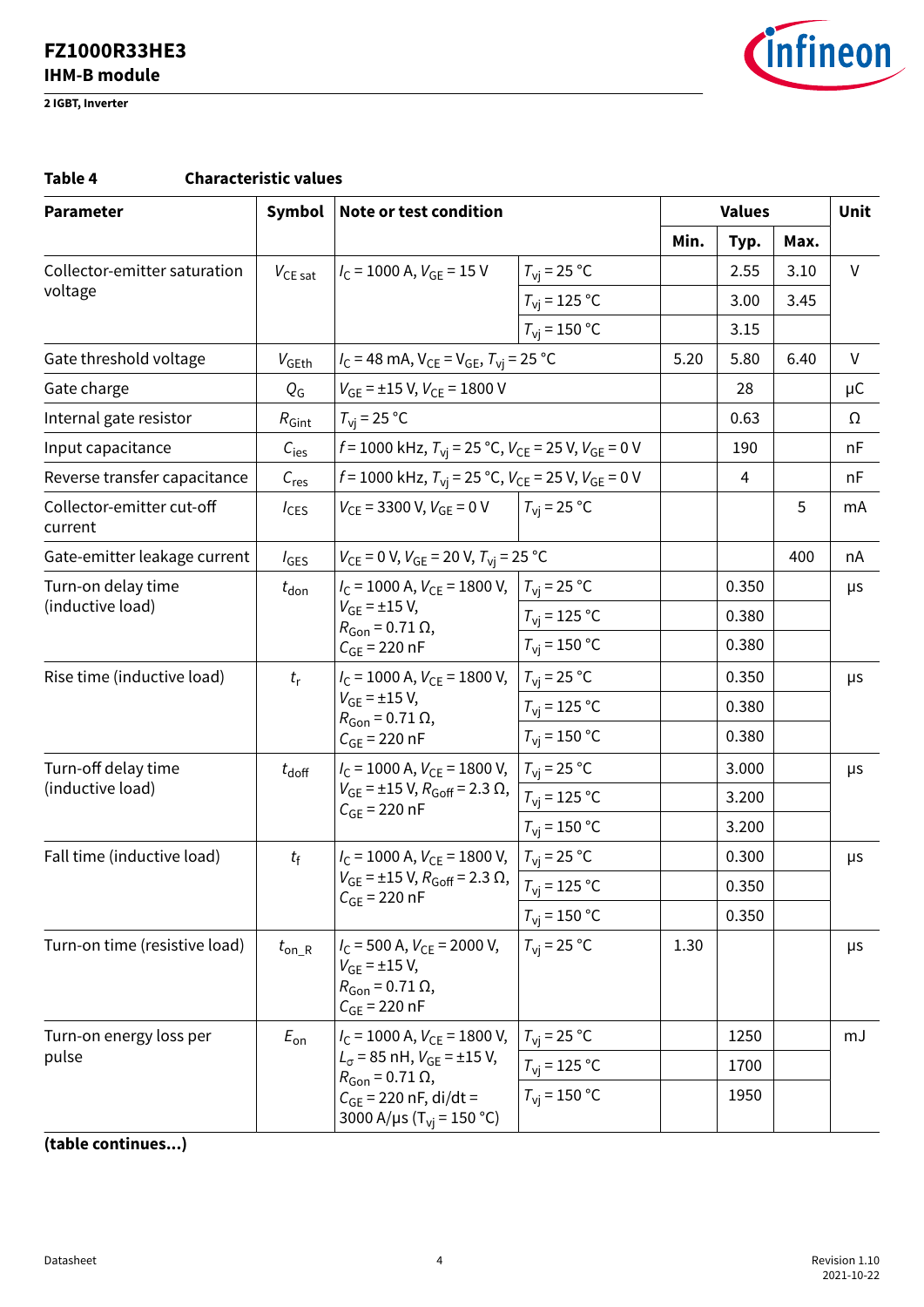## 2 IGBT, Inverter

**Table 4 Characteristic values**

| Parameter | Symbol | Note or test condition | | Values | | | Unit |
|---|---|---|---|---|---|---|---|
| | | | | Min. | Typ. | Max. | |
| Collector-emitter saturation voltage | $V_{CE\,sat}$ | $I_C$ = 1000 A, $V_{GE}$ = 15 V | $T_{vj}$ = 25 °C | | 2.55 | 3.10 | V |
| | | | $T_{vj}$ = 125 °C | | 3.00 | 3.45 | |
| | | | $T_{vj}$ = 150 °C | | 3.15 | | |
| Gate threshold voltage | $V_{GEth}$ | $I_C$ = 48 mA, $V_{CE}$ = $V_{GE}$, $T_{vj}$ = 25 °C | | 5.20 | 5.80 | 6.40 | V |
| Gate charge | $Q_G$ | $V_{GE}$ = ±15 V, $V_{CE}$ = 1800 V | | | 28 | | µC |
| Internal gate resistor | $R_{Gint}$ | $T_{vj}$ = 25 °C | | | 0.63 | | Ω |
| Input capacitance | $C_{ies}$ | $f$ = 1000 kHz, $T_{vj}$ = 25 °C, $V_{CE}$ = 25 V, $V_{GE}$ = 0 V | | | 190 | | nF |
| Reverse transfer capacitance | $C_{res}$ | $f$ = 1000 kHz, $T_{vj}$ = 25 °C, $V_{CE}$ = 25 V, $V_{GE}$ = 0 V | | | 4 | | nF |
| Collector-emitter cut-off current | $I_{CES}$ | $V_{CE}$ = 3300 V, $V_{GE}$ = 0 V | $T_{vj}$ = 25 °C | | | 5 | mA |
| Gate-emitter leakage current | $I_{GES}$ | $V_{CE}$ = 0 V, $V_{GE}$ = 20 V, $T_{vj}$ = 25 °C | | | | 400 | nA |
| Turn-on delay time (inductive load) | $t_{don}$ | $I_C$ = 1000 A, $V_{CE}$ = 1800 V, $V_{GE}$ = ±15 V, $R_{Gon}$ = 0.71 Ω, $C_{GE}$ = 220 nF | $T_{vj}$ = 25 °C | | 0.350 | | µs |
| | | | $T_{vj}$ = 125 °C | | 0.380 | | |
| | | | $T_{vj}$ = 150 °C | | 0.380 | | |
| Rise time (inductive load) | $t_r$ | $I_C$ = 1000 A, $V_{CE}$ = 1800 V, $V_{GE}$ = ±15 V, $R_{Gon}$ = 0.71 Ω, $C_{GE}$ = 220 nF | $T_{vj}$ = 25 °C | | 0.350 | | µs |
| | | | $T_{vj}$ = 125 °C | | 0.380 | | |
| | | | $T_{vj}$ = 150 °C | | 0.380 | | |
| Turn-off delay time (inductive load) | $t_{doff}$ | $I_C$ = 1000 A, $V_{CE}$ = 1800 V, $V_{GE}$ = ±15 V, $R_{Goff}$ = 2.3 Ω, $C_{GE}$ = 220 nF | $T_{vj}$ = 25 °C | | 3.000 | | µs |
| | | | $T_{vj}$ = 125 °C | | 3.200 | | |
| | | | $T_{vj}$ = 150 °C | | 3.200 | | |
| Fall time (inductive load) | $t_f$ | $I_C$ = 1000 A, $V_{CE}$ = 1800 V, $V_{GE}$ = ±15 V, $R_{Goff}$ = 2.3 Ω, $C_{GE}$ = 220 nF | $T_{vj}$ = 25 °C | | 0.300 | | µs |
| | | | $T_{vj}$ = 125 °C | | 0.350 | | |
| | | | $T_{vj}$ = 150 °C | | 0.350 | | |
| Turn-on time (resistive load) | $t_{on\_R}$ | $I_C$ = 500 A, $V_{CE}$ = 2000 V, $V_{GE}$ = ±15 V, $R_{Gon}$ = 0.71 Ω, $C_{GE}$ = 220 nF | $T_{vj}$ = 25 °C | 1.30 | | | µs |
| Turn-on energy loss per pulse | $E_{on}$ | $I_C$ = 1000 A, $V_{CE}$ = 1800 V, $L_\sigma$ = 85 nH, $V_{GE}$ = ±15 V, $R_{Gon}$ = 0.71 Ω, $C_{GE}$ = 220 nF, di/dt = 3000 A/µs ($T_{vj}$ = 150 °C) | $T_{vj}$ = 25 °C | | 1250 | | mJ |
| | | | $T_{vj}$ = 125 °C | | 1700 | | |
| | | | $T_{vj}$ = 150 °C | | 1950 | | |

**(table continues...)**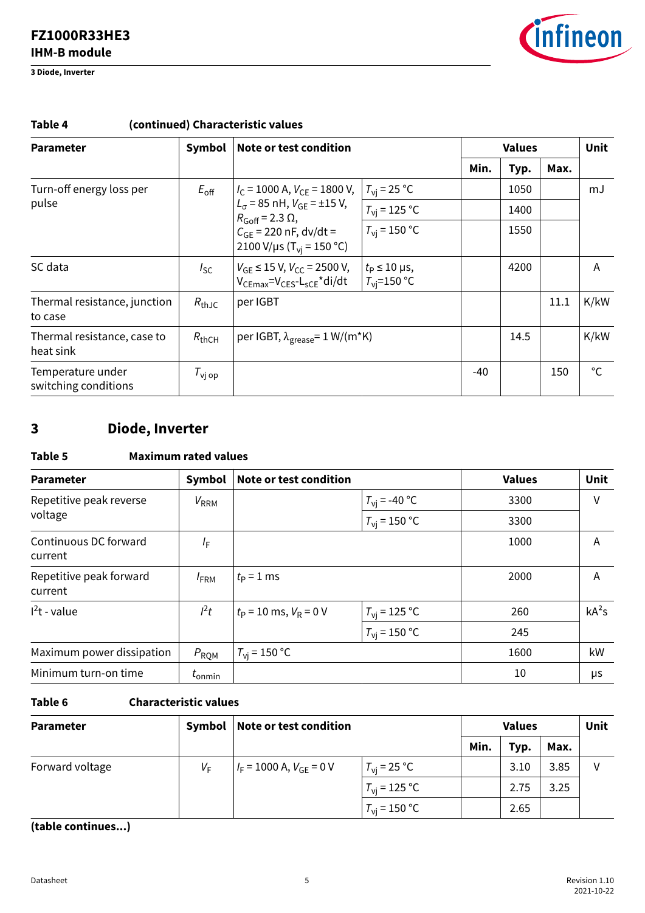**Table 4 (continued) Characteristic values**

| Parameter | Symbol | Note or test condition | | Values | | | Unit |
|---|---|---|---|---|---|---|---|
| | | | | Min. | Typ. | Max. | |
| Turn-off energy loss per pulse | $E_{off}$ | $I_C$ = 1000 A, $V_{CE}$ = 1800 V, $L_\sigma$ = 85 nH, $V_{GE}$ = ±15 V, $R_{Goff}$ = 2.3 Ω, $C_{GE}$ = 220 nF, dv/dt = 2100 V/µs ($T_{vj}$ = 150 °C) | $T_{vj}$ = 25 °C | | 1050 | | mJ |
| | | | $T_{vj}$ = 125 °C | | 1400 | | |
| | | | $T_{vj}$ = 150 °C | | 1550 | | |
| SC data | $I_{SC}$ | $V_{GE}$ ≤ 15 V, $V_{CC}$ = 2500 V, $V_{CEmax}$=$V_{CES}$-$L_{sCE}$*di/dt | $t_P$ ≤ 10 µs, $T_{vj}$=150 °C | | 4200 | | A |
| Thermal resistance, junction to case | $R_{thJC}$ | per IGBT | | | | 11.1 | K/kW |
| Thermal resistance, case to heat sink | $R_{thCH}$ | per IGBT, $\lambda_{grease}$= 1 W/(m*K) | | | 14.5 | | K/kW |
| Temperature under switching conditions | $T_{vj\,op}$ | | | -40 | | 150 | °C |

# 3 Diode, Inverter

**Table 5 Maximum rated values**

| Parameter | Symbol | Note or test condition | | Values | Unit |
|---|---|---|---|---|---|
| Repetitive peak reverse voltage | $V_{RRM}$ | | $T_{vj}$ = -40 °C | 3300 | V |
| | | | $T_{vj}$ = 150 °C | 3300 | |
| Continuous DC forward current | $I_F$ | | | 1000 | A |
| Repetitive peak forward current | $I_{FRM}$ | $t_P$ = 1 ms | | 2000 | A |
| $I^2t$ - value | $I^2t$ | $t_P$ = 10 ms, $V_R$ = 0 V | $T_{vj}$ = 125 °C | 260 | $kA^2s$ |
| | | | $T_{vj}$ = 150 °C | 245 | |
| Maximum power dissipation | $P_{RQM}$ | $T_{vj}$ = 150 °C | | 1600 | kW |
| Minimum turn-on time | $t_{onmin}$ | | | 10 | µs |

**Table 6 Characteristic values**

| Parameter | Symbol | Note or test condition | | Values | | | Unit |
|---|---|---|---|---|---|---|---|
| | | | | Min. | Typ. | Max. | |
| Forward voltage | $V_F$ | $I_F$ = 1000 A, $V_{GE}$ = 0 V | $T_{vj}$ = 25 °C | | 3.10 | 3.85 | V |
| | | | $T_{vj}$ = 125 °C | | 2.75 | 3.25 | |
| | | | $T_{vj}$ = 150 °C | | 2.65 | | |

**(table continues...)**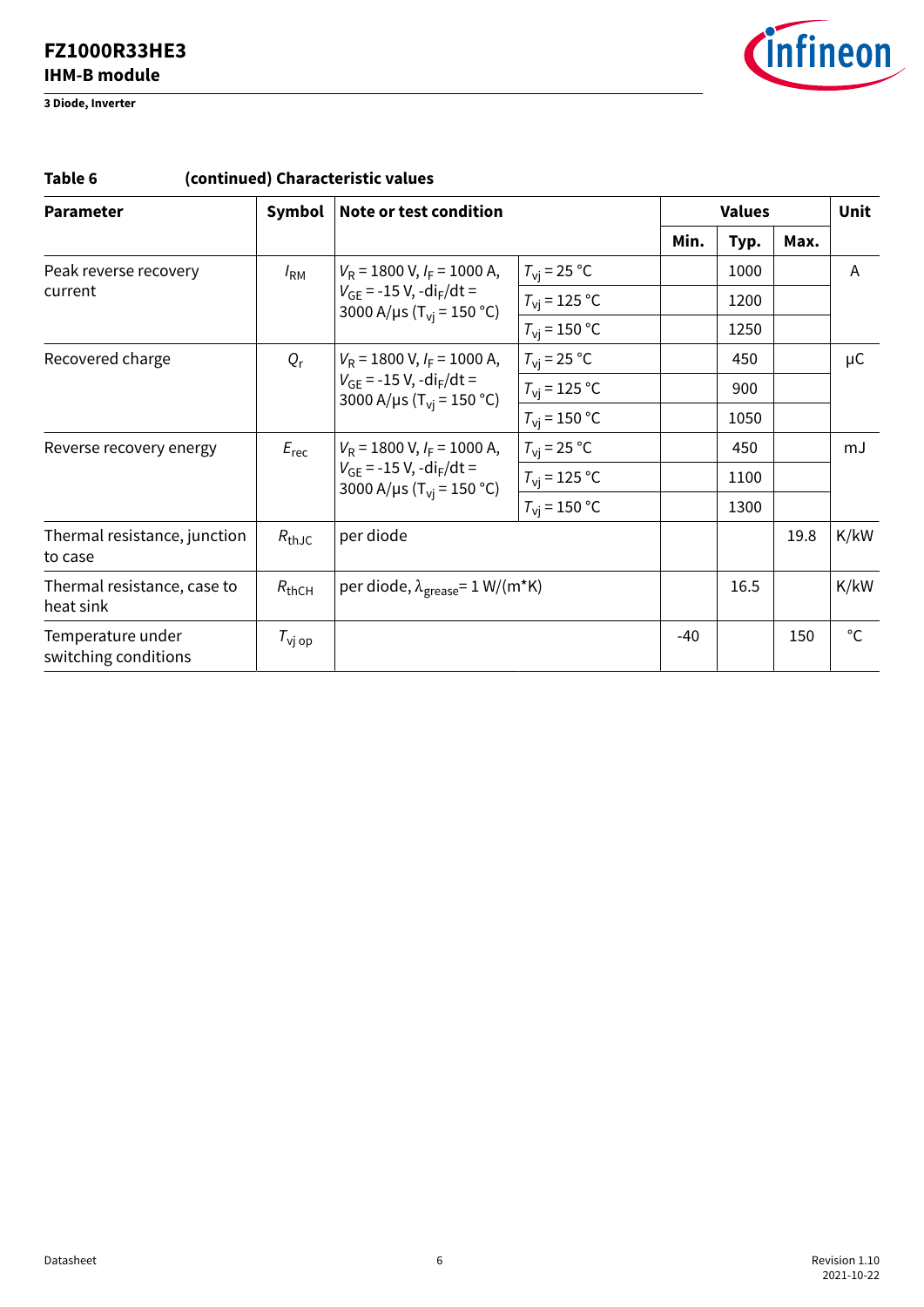**Table 6 (continued) Characteristic values**

| Parameter | Symbol | Note or test condition | | Values | | | Unit |
|---|---|---|---|---|---|---|---|
| | | | | Min. | Typ. | Max. | |
| Peak reverse recovery current | $I_{RM}$ | $V_R$ = 1800 V, $I_F$ = 1000 A, $V_{GE}$ = -15 V, -$di_F/dt$ = 3000 A/µs ($T_{vj}$ = 150 °C) | $T_{vj}$ = 25 °C | | 1000 | | A |
| | | | $T_{vj}$ = 125 °C | | 1200 | | |
| | | | $T_{vj}$ = 150 °C | | 1250 | | |
| Recovered charge | $Q_r$ | $V_R$ = 1800 V, $I_F$ = 1000 A, $V_{GE}$ = -15 V, -$di_F/dt$ = 3000 A/µs ($T_{vj}$ = 150 °C) | $T_{vj}$ = 25 °C | | 450 | | µC |
| | | | $T_{vj}$ = 125 °C | | 900 | | |
| | | | $T_{vj}$ = 150 °C | | 1050 | | |
| Reverse recovery energy | $E_{rec}$ | $V_R$ = 1800 V, $I_F$ = 1000 A, $V_{GE}$ = -15 V, -$di_F/dt$ = 3000 A/µs ($T_{vj}$ = 150 °C) | $T_{vj}$ = 25 °C | | 450 | | mJ |
| | | | $T_{vj}$ = 125 °C | | 1100 | | |
| | | | $T_{vj}$ = 150 °C | | 1300 | | |
| Thermal resistance, junction to case | $R_{thJC}$ | per diode | | | | 19.8 | K/kW |
| Thermal resistance, case to heat sink | $R_{thCH}$ | per diode, $\lambda_{grease}$= 1 W/(m*K) | | | 16.5 | | K/kW |
| Temperature under switching conditions | $T_{vj\ op}$ | | | -40 | | 150 | °C |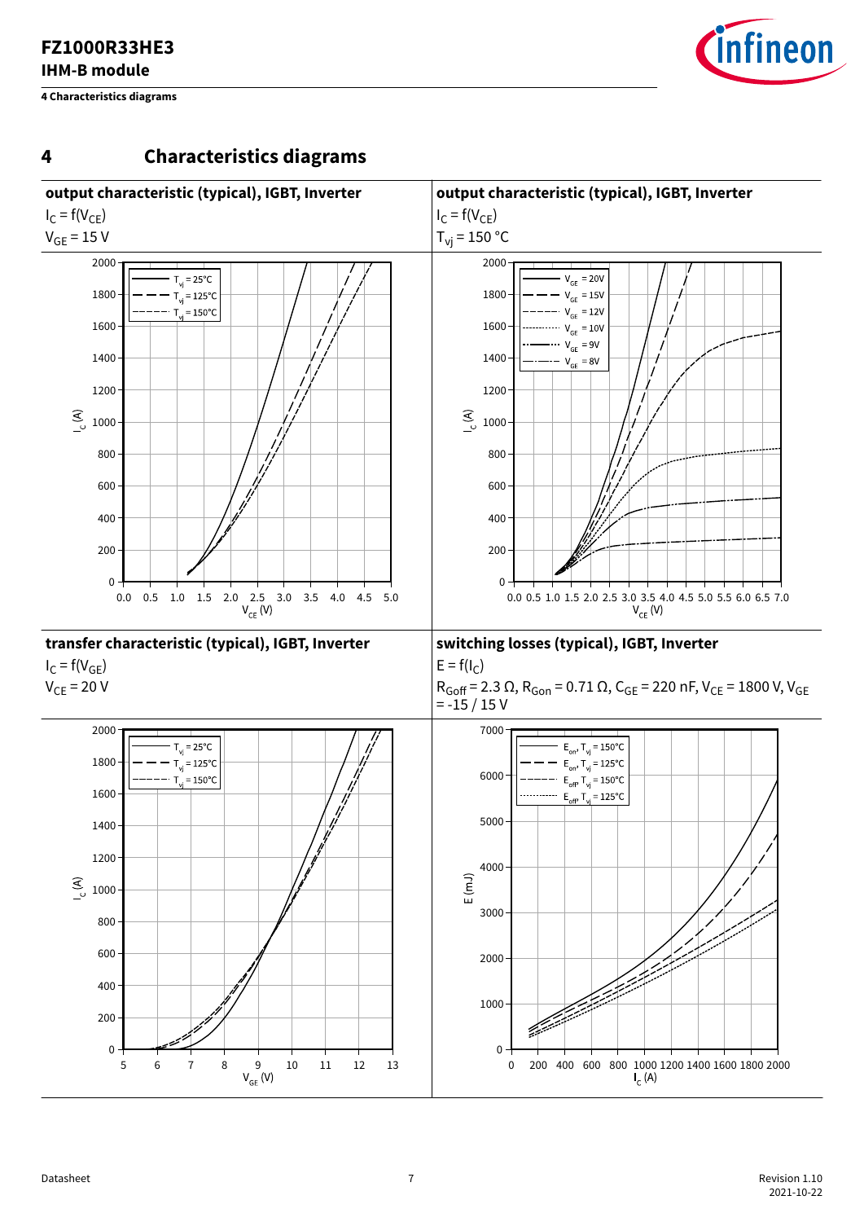# 4 Characteristics diagrams

**output characteristic (typical), IGBT, Inverter**

$I_C = f(V_{CE})$

$V_{GE} = 15$ V

**output characteristic (typical), IGBT, Inverter**

$I_C = f(V_{CE})$

$T_{vj} = 150$ °C

**transfer characteristic (typical), IGBT, Inverter**

$I_C = f(V_{GE})$

$V_{CE} = 20$ V

**switching losses (typical), IGBT, Inverter**

$E = f(I_C)$

$R_{Goff} = 2.3\ \Omega$, $R_{Gon} = 0.71\ \Omega$, $C_{GE} = 220$ nF, $V_{CE} = 1800$ V, $V_{GE} = -15\ /\ 15$ V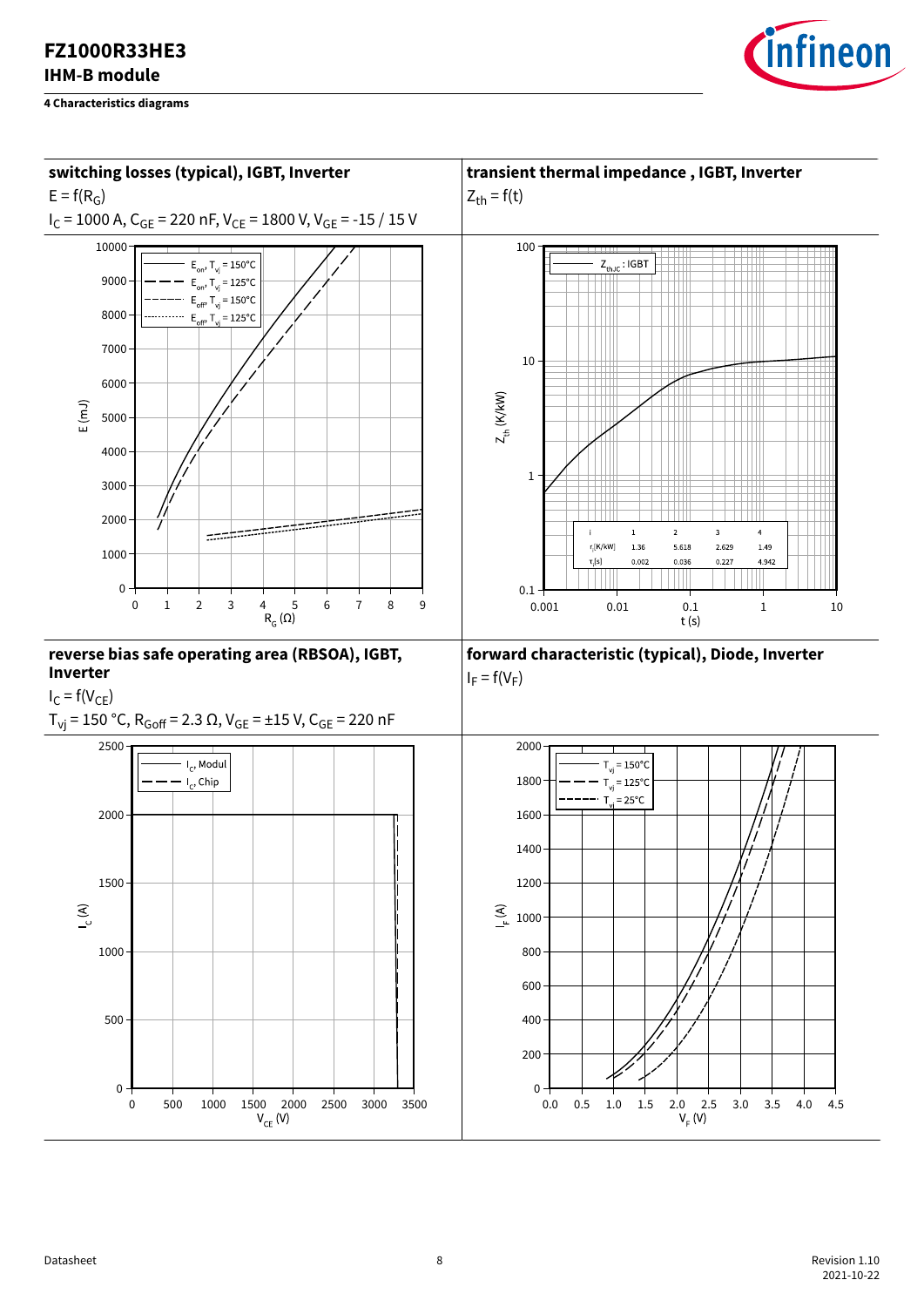## 4 Characteristics diagrams

### switching losses (typical), IGBT, Inverter

$E = f(R_G)$

$I_C$ = 1000 A, $C_{GE}$ = 220 nF, $V_{CE}$ = 1800 V, $V_{GE}$ = -15 / 15 V

### transient thermal impedance , IGBT, Inverter

$Z_{th} = f(t)$

| i | 1 | 2 | 3 | 4 |
|---|---|---|---|---|
| $r_i$[K/kW] | 1.36 | 5.618 | 2.629 | 1.49 |
| $\tau_i$[s] | 0.002 | 0.036 | 0.227 | 4.942 |

### reverse bias safe operating area (RBSOA), IGBT, Inverter

$I_C = f(V_{CE})$

$T_{vj}$ = 150 °C, $R_{Goff}$ = 2.3 Ω, $V_{GE}$ = ±15 V, $C_{GE}$ = 220 nF

### forward characteristic (typical), Diode, Inverter

$I_F = f(V_F)$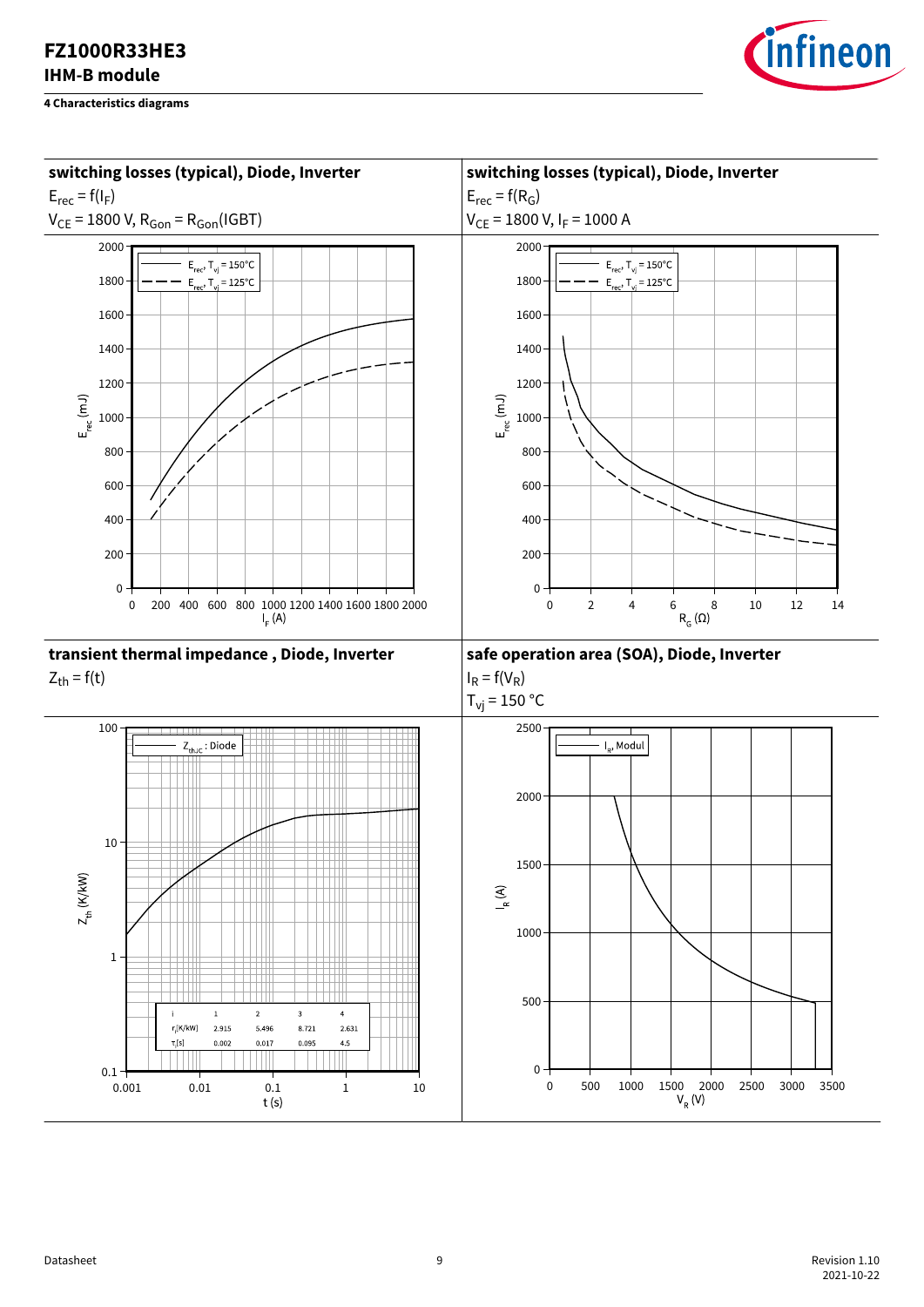**4 Characteristics diagrams**

**switching losses (typical), Diode, Inverter**

$E_{rec} = f(I_F)$

$V_{CE} = 1800$ V, $R_{Gon} = R_{Gon}$(IGBT)

**switching losses (typical), Diode, Inverter**

$E_{rec} = f(R_G)$

$V_{CE} = 1800$ V, $I_F = 1000$ A

**transient thermal impedance , Diode, Inverter**

$Z_{th} = f(t)$

| i | 1 | 2 | 3 | 4 |
|---|---|---|---|---|
| $r_i$[K/kW] | 2.915 | 5.496 | 8.721 | 2.631 |
| $\tau_i$[s] | 0.002 | 0.017 | 0.095 | 4.5 |

**safe operation area (SOA), Diode, Inverter**

$I_R = f(V_R)$

$T_{vj} = 150$ °C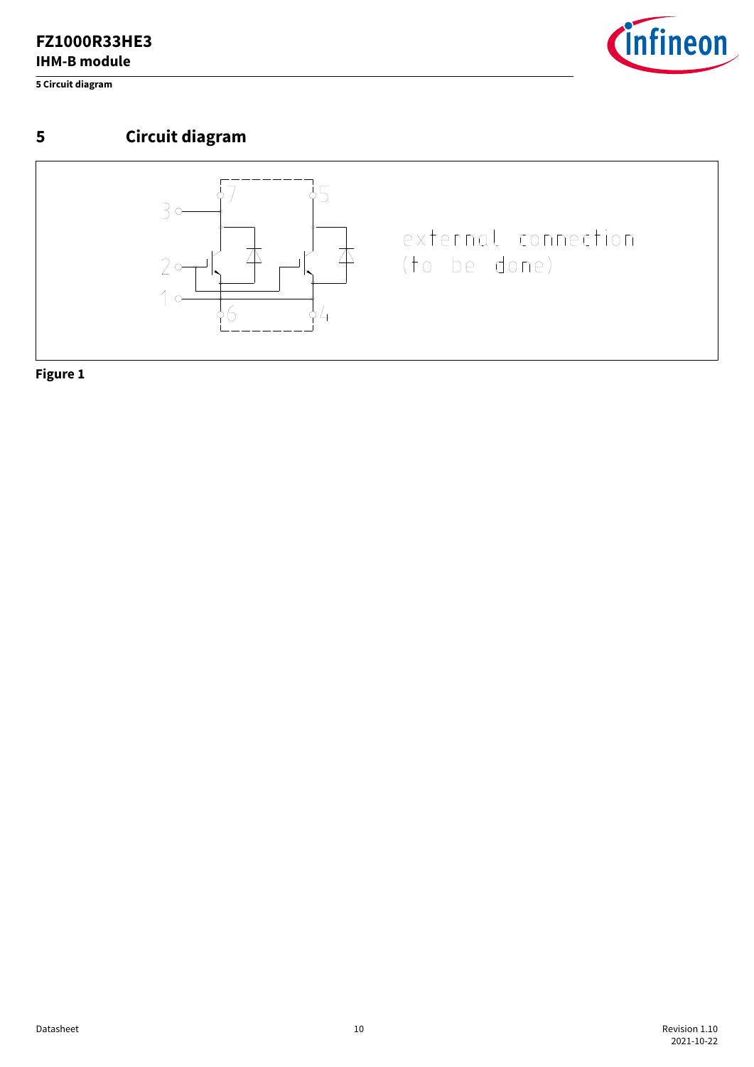# 5 Circuit diagram

Figure 1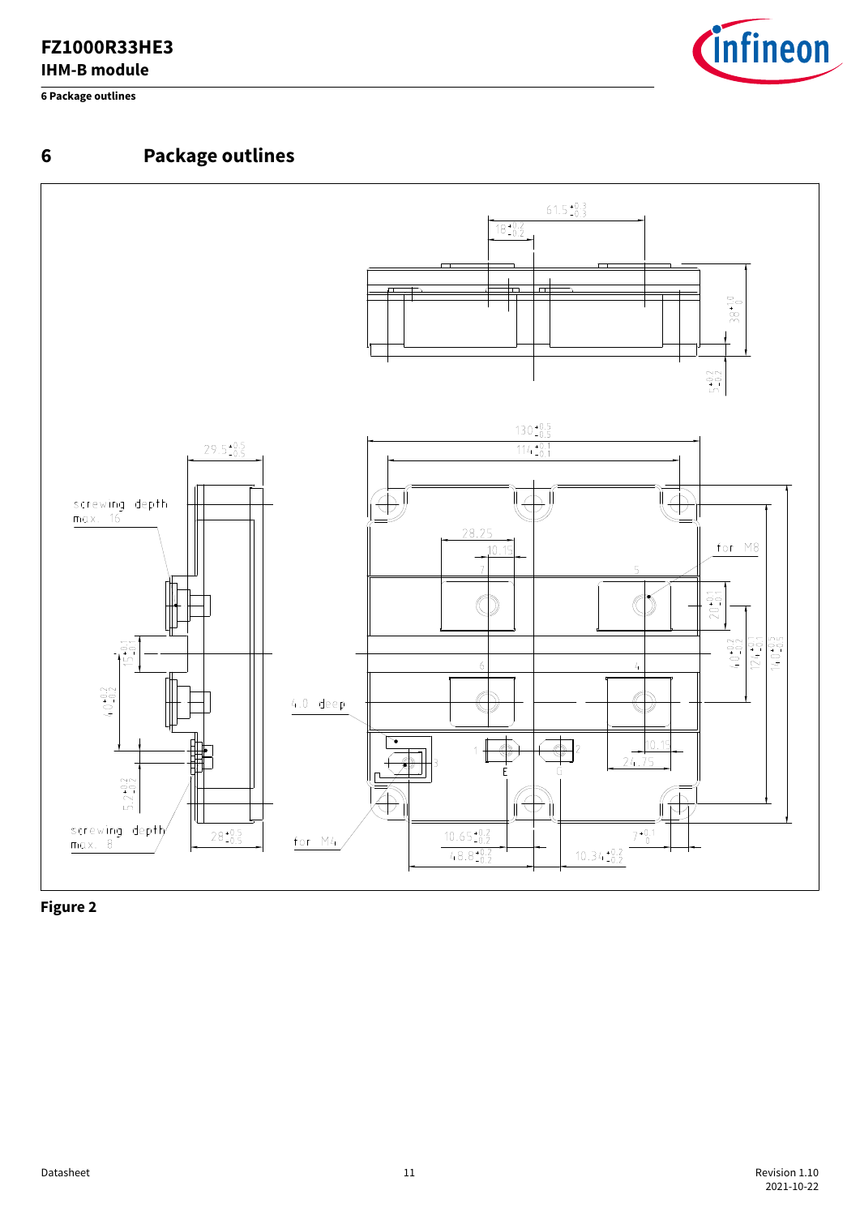# 6 Package outlines

Figure 2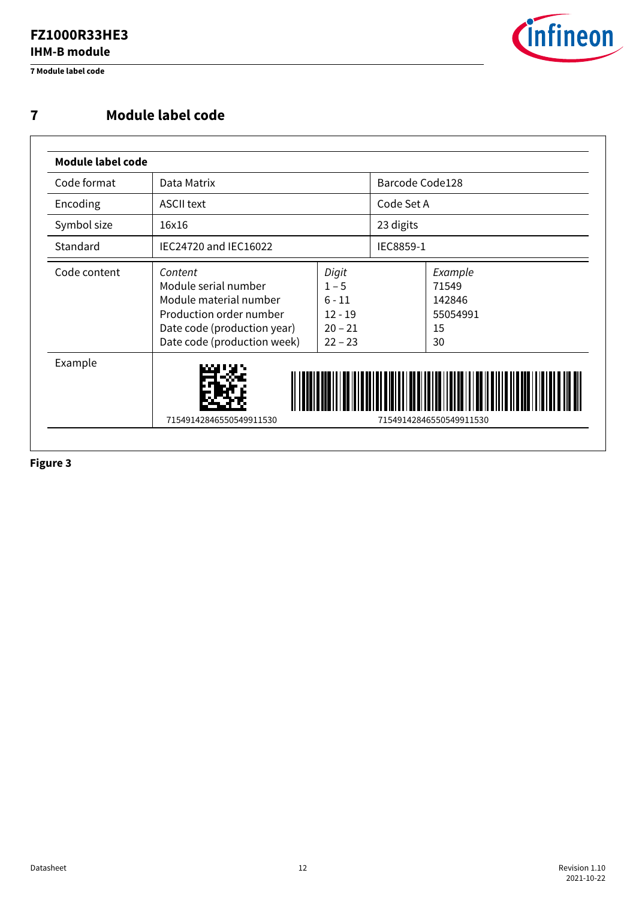# 7 Module label code

| Module label code | | | |
|---|---|---|---|
| Code format | Data Matrix | | Barcode Code128 |
| Encoding | ASCII text | | Code Set A |
| Symbol size | 16x16 | | 23 digits |
| Standard | IEC24720 and IEC16022 | | IEC8859-1 |
| Code content | *Content*<br>Module serial number<br>Module material number<br>Production order number<br>Date code (production year)<br>Date code (production week) | *Digit*<br>1 – 5<br>6 - 11<br>12 - 19<br>20 – 21<br>22 – 23 | *Example*<br>71549<br>142846<br>55054991<br>15<br>30 |
| Example | 71549142846550549911530 | | 71549142846550549911530 |

**Figure 3**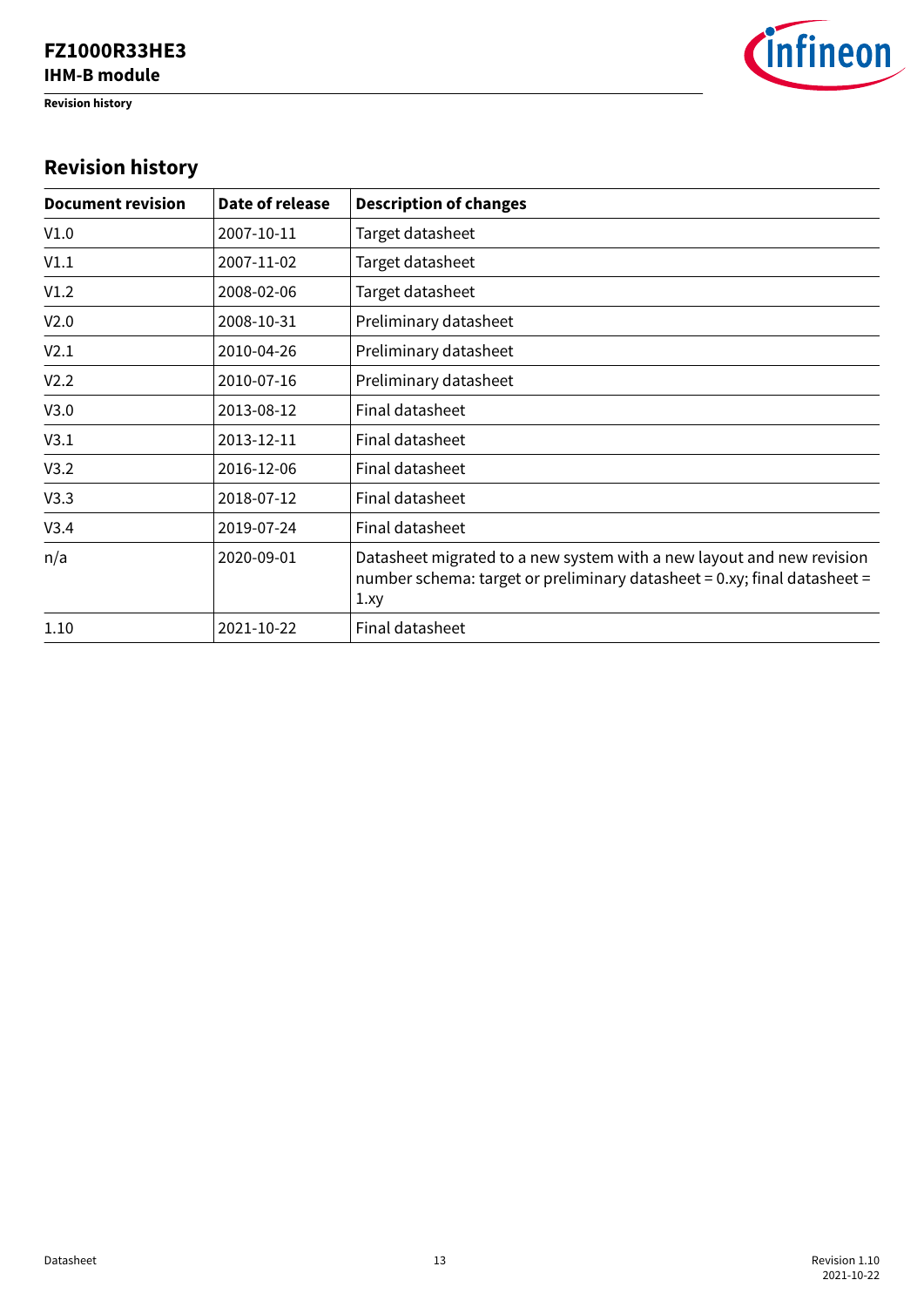## Revision history

| Document revision | Date of release | Description of changes |
| --- | --- | --- |
| V1.0 | 2007-10-11 | Target datasheet |
| V1.1 | 2007-11-02 | Target datasheet |
| V1.2 | 2008-02-06 | Target datasheet |
| V2.0 | 2008-10-31 | Preliminary datasheet |
| V2.1 | 2010-04-26 | Preliminary datasheet |
| V2.2 | 2010-07-16 | Preliminary datasheet |
| V3.0 | 2013-08-12 | Final datasheet |
| V3.1 | 2013-12-11 | Final datasheet |
| V3.2 | 2016-12-06 | Final datasheet |
| V3.3 | 2018-07-12 | Final datasheet |
| V3.4 | 2019-07-24 | Final datasheet |
| n/a | 2020-09-01 | Datasheet migrated to a new system with a new layout and new revision number schema: target or preliminary datasheet = 0.xy; final datasheet = 1.xy |
| 1.10 | 2021-10-22 | Final datasheet |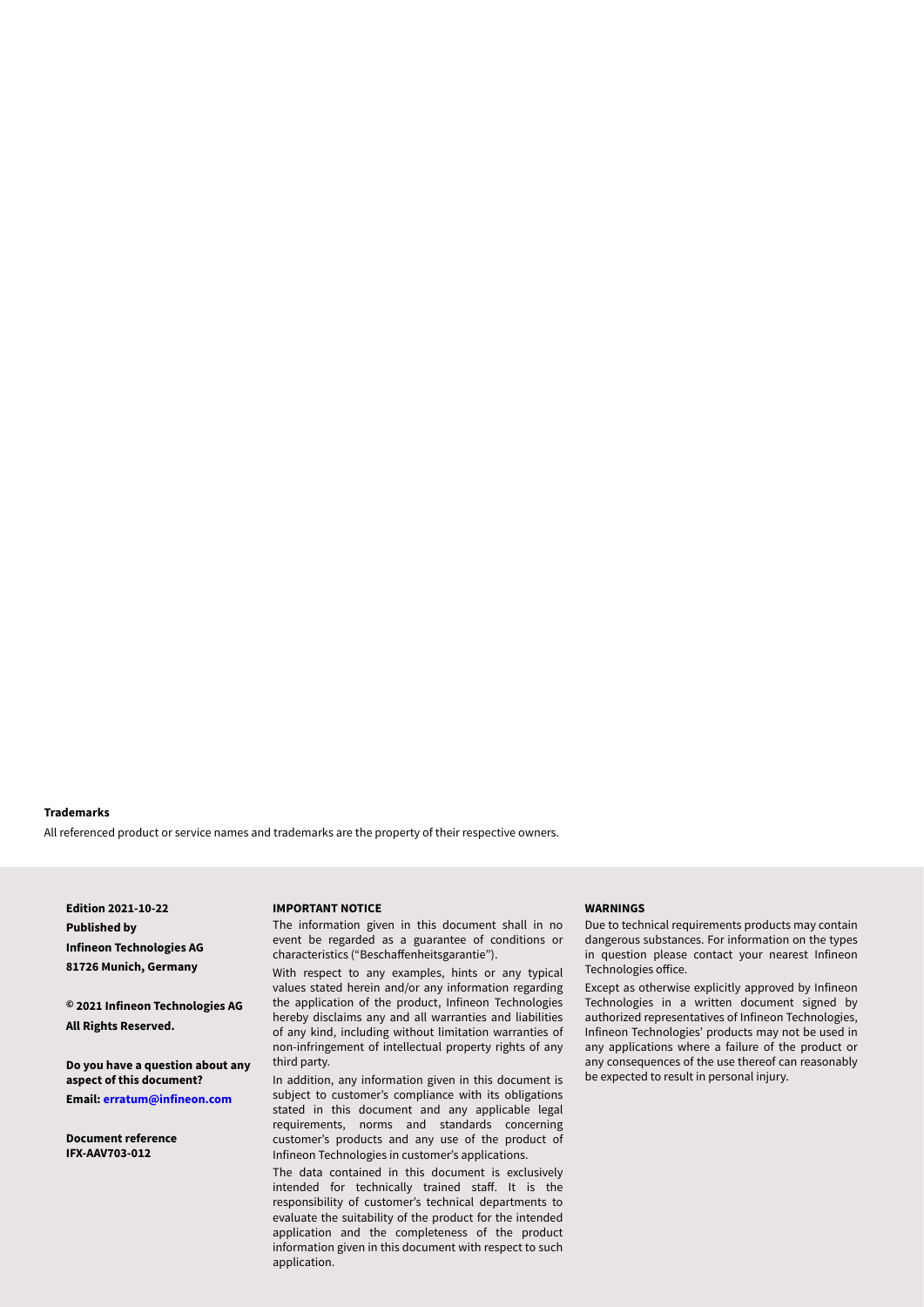**Trademarks**

All referenced product or service names and trademarks are the property of their respective owners.

**Edition 2021-10-22**
**Published by**
**Infineon Technologies AG**
**81726 Munich, Germany**

**© 2021 Infineon Technologies AG**
**All Rights Reserved.**

**Do you have a question about any aspect of this document?**
**Email: erratum@infineon.com**

**Document reference**
**IFX-AAV703-012**

**IMPORTANT NOTICE**

The information given in this document shall in no event be regarded as a guarantee of conditions or characteristics ("Beschaffenheitsgarantie").

With respect to any examples, hints or any typical values stated herein and/or any information regarding the application of the product, Infineon Technologies hereby disclaims any and all warranties and liabilities of any kind, including without limitation warranties of non-infringement of intellectual property rights of any third party.

In addition, any information given in this document is subject to customer's compliance with its obligations stated in this document and any applicable legal requirements, norms and standards concerning customer's products and any use of the product of Infineon Technologies in customer's applications.

The data contained in this document is exclusively intended for technically trained staff. It is the responsibility of customer's technical departments to evaluate the suitability of the product for the intended application and the completeness of the product information given in this document with respect to such application.

**WARNINGS**

Due to technical requirements products may contain dangerous substances. For information on the types in question please contact your nearest Infineon Technologies office.

Except as otherwise explicitly approved by Infineon Technologies in a written document signed by authorized representatives of Infineon Technologies, Infineon Technologies' products may not be used in any applications where a failure of the product or any consequences of the use thereof can reasonably be expected to result in personal injury.